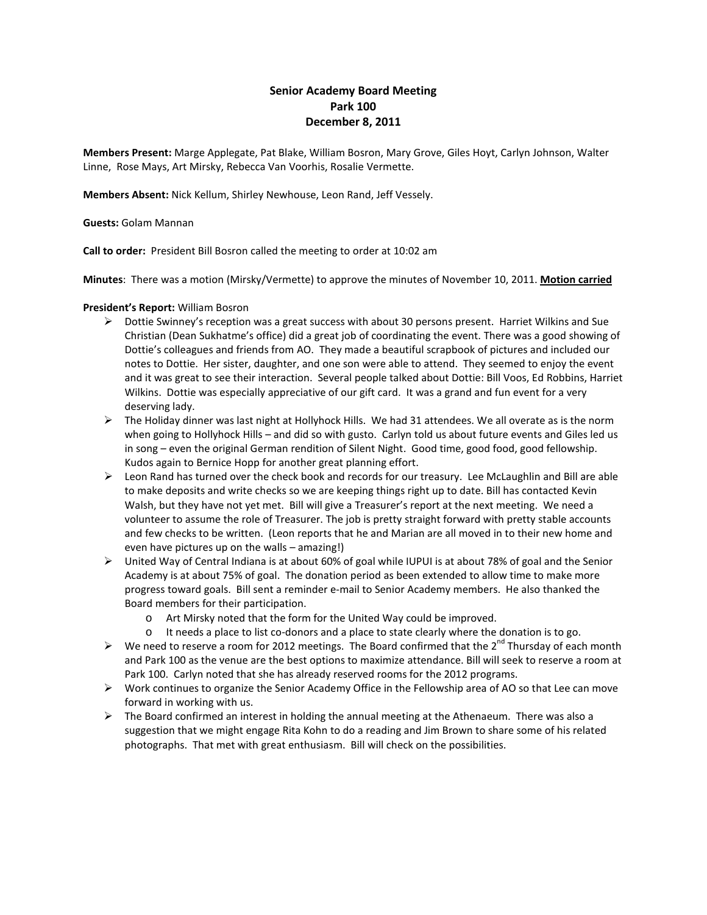# Senior Academy Board Meeting
## Park 100
## December 8, 2011

**Members Present:** Marge Applegate, Pat Blake, William Bosron, Mary Grove, Giles Hoyt, Carlyn Johnson, Walter Linne, Rose Mays, Art Mirsky, Rebecca Van Voorhis, Rosalie Vermette.

**Members Absent:** Nick Kellum, Shirley Newhouse, Leon Rand, Jeff Vessely.

**Guests:** Golam Mannan

**Call to order:** President Bill Bosron called the meeting to order at 10:02 am

**Minutes**: There was a motion (Mirsky/Vermette) to approve the minutes of November 10, 2011. **Motion carried**

**President's Report:** William Bosron

- Dottie Swinney's reception was a great success with about 30 persons present. Harriet Wilkins and Sue Christian (Dean Sukhatme's office) did a great job of coordinating the event. There was a good showing of Dottie's colleagues and friends from AO. They made a beautiful scrapbook of pictures and included our notes to Dottie. Her sister, daughter, and one son were able to attend. They seemed to enjoy the event and it was great to see their interaction. Several people talked about Dottie: Bill Voos, Ed Robbins, Harriet Wilkins. Dottie was especially appreciative of our gift card. It was a grand and fun event for a very deserving lady.
- The Holiday dinner was last night at Hollyhock Hills. We had 31 attendees. We all overate as is the norm when going to Hollyhock Hills – and did so with gusto. Carlyn told us about future events and Giles led us in song – even the original German rendition of Silent Night. Good time, good food, good fellowship. Kudos again to Bernice Hopp for another great planning effort.
- Leon Rand has turned over the check book and records for our treasury. Lee McLaughlin and Bill are able to make deposits and write checks so we are keeping things right up to date. Bill has contacted Kevin Walsh, but they have not yet met. Bill will give a Treasurer's report at the next meeting. We need a volunteer to assume the role of Treasurer. The job is pretty straight forward with pretty stable accounts and few checks to be written. (Leon reports that he and Marian are all moved in to their new home and even have pictures up on the walls – amazing!)
- United Way of Central Indiana is at about 60% of goal while IUPUI is at about 78% of goal and the Senior Academy is at about 75% of goal. The donation period as been extended to allow time to make more progress toward goals. Bill sent a reminder e-mail to Senior Academy members. He also thanked the Board members for their participation.
  - Art Mirsky noted that the form for the United Way could be improved.
  - It needs a place to list co-donors and a place to state clearly where the donation is to go.
- We need to reserve a room for 2012 meetings. The Board confirmed that the 2nd Thursday of each month and Park 100 as the venue are the best options to maximize attendance. Bill will seek to reserve a room at Park 100. Carlyn noted that she has already reserved rooms for the 2012 programs.
- Work continues to organize the Senior Academy Office in the Fellowship area of AO so that Lee can move forward in working with us.
- The Board confirmed an interest in holding the annual meeting at the Athenaeum. There was also a suggestion that we might engage Rita Kohn to do a reading and Jim Brown to share some of his related photographs. That met with great enthusiasm. Bill will check on the possibilities.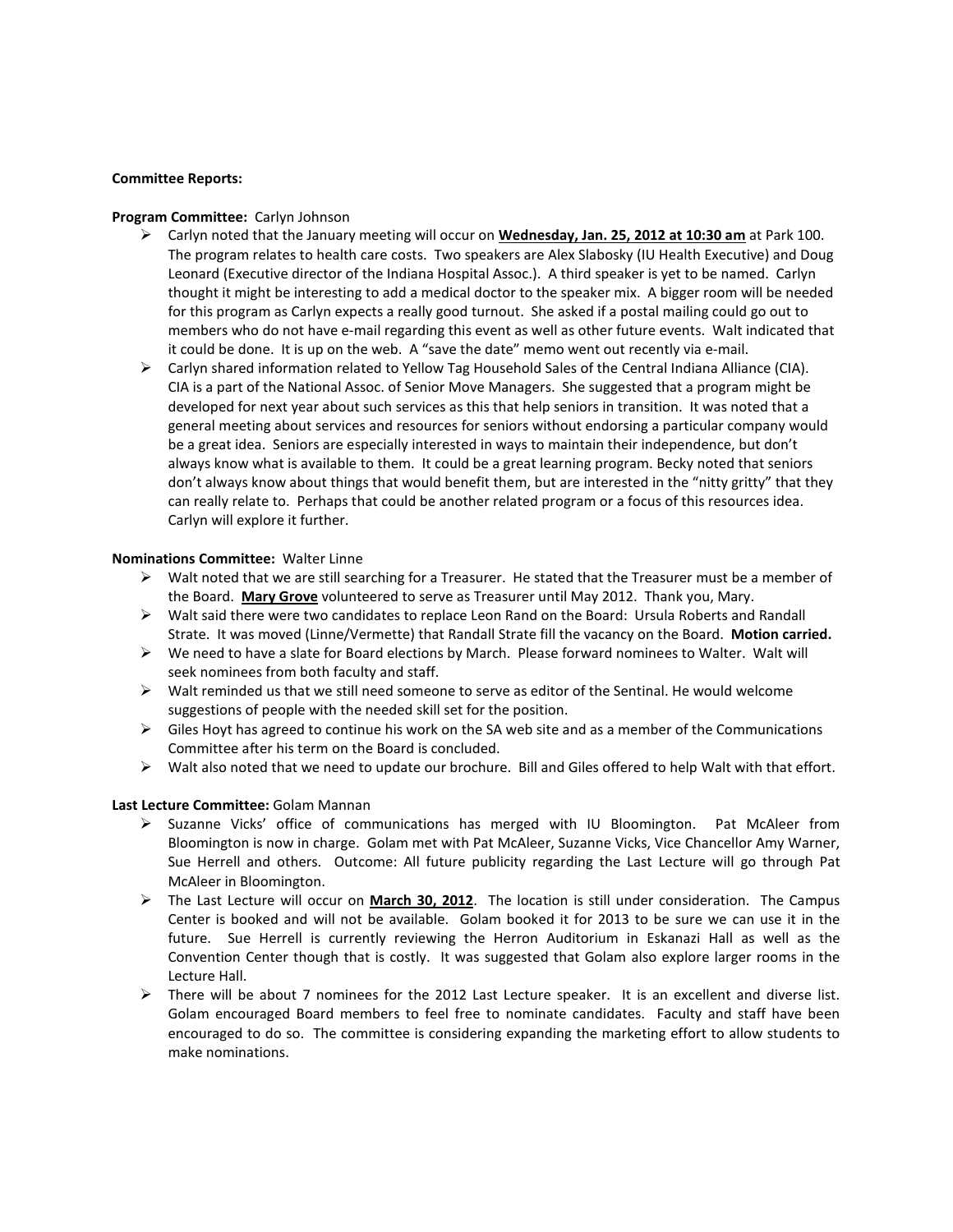**Committee Reports:**

**Program Committee:** Carlyn Johnson

- Carlyn noted that the January meeting will occur on **Wednesday, Jan. 25, 2012 at 10:30 am** at Park 100. The program relates to health care costs. Two speakers are Alex Slabosky (IU Health Executive) and Doug Leonard (Executive director of the Indiana Hospital Assoc.). A third speaker is yet to be named. Carlyn thought it might be interesting to add a medical doctor to the speaker mix. A bigger room will be needed for this program as Carlyn expects a really good turnout. She asked if a postal mailing could go out to members who do not have e-mail regarding this event as well as other future events. Walt indicated that it could be done. It is up on the web. A "save the date" memo went out recently via e-mail.
- Carlyn shared information related to Yellow Tag Household Sales of the Central Indiana Alliance (CIA). CIA is a part of the National Assoc. of Senior Move Managers. She suggested that a program might be developed for next year about such services as this that help seniors in transition. It was noted that a general meeting about services and resources for seniors without endorsing a particular company would be a great idea. Seniors are especially interested in ways to maintain their independence, but don't always know what is available to them. It could be a great learning program. Becky noted that seniors don't always know about things that would benefit them, but are interested in the "nitty gritty" that they can really relate to. Perhaps that could be another related program or a focus of this resources idea. Carlyn will explore it further.

**Nominations Committee:** Walter Linne

- Walt noted that we are still searching for a Treasurer. He stated that the Treasurer must be a member of the Board. **Mary Grove** volunteered to serve as Treasurer until May 2012. Thank you, Mary.
- Walt said there were two candidates to replace Leon Rand on the Board: Ursula Roberts and Randall Strate. It was moved (Linne/Vermette) that Randall Strate fill the vacancy on the Board. **Motion carried.**
- We need to have a slate for Board elections by March. Please forward nominees to Walter. Walt will seek nominees from both faculty and staff.
- Walt reminded us that we still need someone to serve as editor of the Sentinal. He would welcome suggestions of people with the needed skill set for the position.
- Giles Hoyt has agreed to continue his work on the SA web site and as a member of the Communications Committee after his term on the Board is concluded.
- Walt also noted that we need to update our brochure. Bill and Giles offered to help Walt with that effort.

**Last Lecture Committee:** Golam Mannan

- Suzanne Vicks' office of communications has merged with IU Bloomington. Pat McAleer from Bloomington is now in charge. Golam met with Pat McAleer, Suzanne Vicks, Vice Chancellor Amy Warner, Sue Herrell and others. Outcome: All future publicity regarding the Last Lecture will go through Pat McAleer in Bloomington.
- The Last Lecture will occur on **March 30, 2012**. The location is still under consideration. The Campus Center is booked and will not be available. Golam booked it for 2013 to be sure we can use it in the future. Sue Herrell is currently reviewing the Herron Auditorium in Eskanazi Hall as well as the Convention Center though that is costly. It was suggested that Golam also explore larger rooms in the Lecture Hall.
- There will be about 7 nominees for the 2012 Last Lecture speaker. It is an excellent and diverse list. Golam encouraged Board members to feel free to nominate candidates. Faculty and staff have been encouraged to do so. The committee is considering expanding the marketing effort to allow students to make nominations.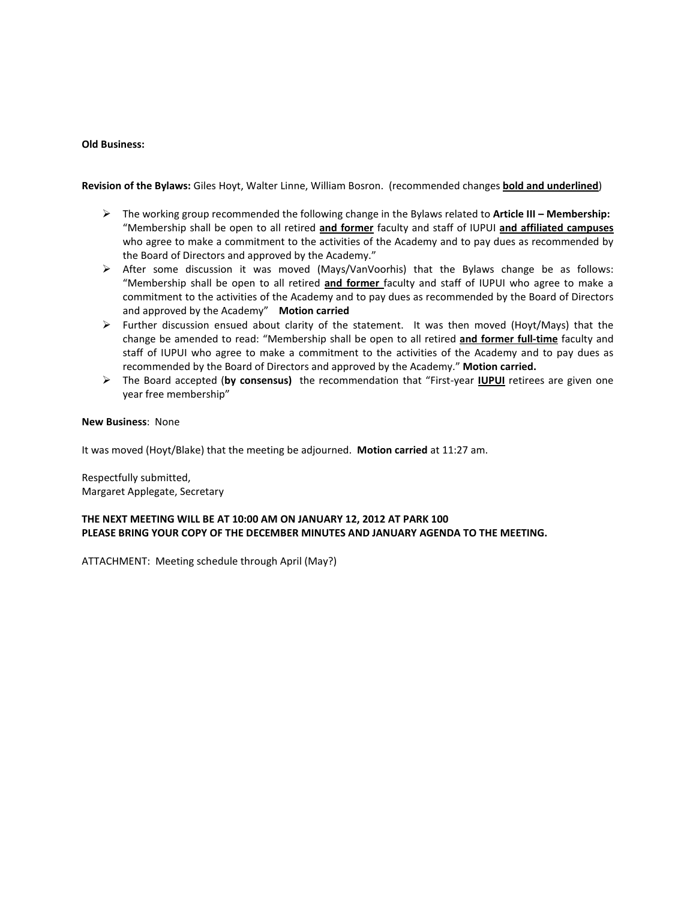**Old Business:**

**Revision of the Bylaws:** Giles Hoyt, Walter Linne, William Bosron. (recommended changes <u>**bold and underlined**</u>)

- The working group recommended the following change in the Bylaws related to **Article III – Membership:** "Membership shall be open to all retired <u>**and former**</u> faculty and staff of IUPUI <u>**and affiliated campuses**</u> who agree to make a commitment to the activities of the Academy and to pay dues as recommended by the Board of Directors and approved by the Academy."
- After some discussion it was moved (Mays/VanVoorhis) that the Bylaws change be as follows: "Membership shall be open to all retired <u>**and former**</u> faculty and staff of IUPUI who agree to make a commitment to the activities of the Academy and to pay dues as recommended by the Board of Directors and approved by the Academy" **Motion carried**
- Further discussion ensued about clarity of the statement. It was then moved (Hoyt/Mays) that the change be amended to read: "Membership shall be open to all retired <u>**and former full-time**</u> faculty and staff of IUPUI who agree to make a commitment to the activities of the Academy and to pay dues as recommended by the Board of Directors and approved by the Academy." **Motion carried.**
- The Board accepted (**by consensus**) the recommendation that "First-year <u>**IUPUI**</u> retirees are given one year free membership"

**New Business**: None

It was moved (Hoyt/Blake) that the meeting be adjourned. **Motion carried** at 11:27 am.

Respectfully submitted,
Margaret Applegate, Secretary

**THE NEXT MEETING WILL BE AT 10:00 AM ON JANUARY 12, 2012 AT PARK 100**
**PLEASE BRING YOUR COPY OF THE DECEMBER MINUTES AND JANUARY AGENDA TO THE MEETING.**

ATTACHMENT: Meeting schedule through April (May?)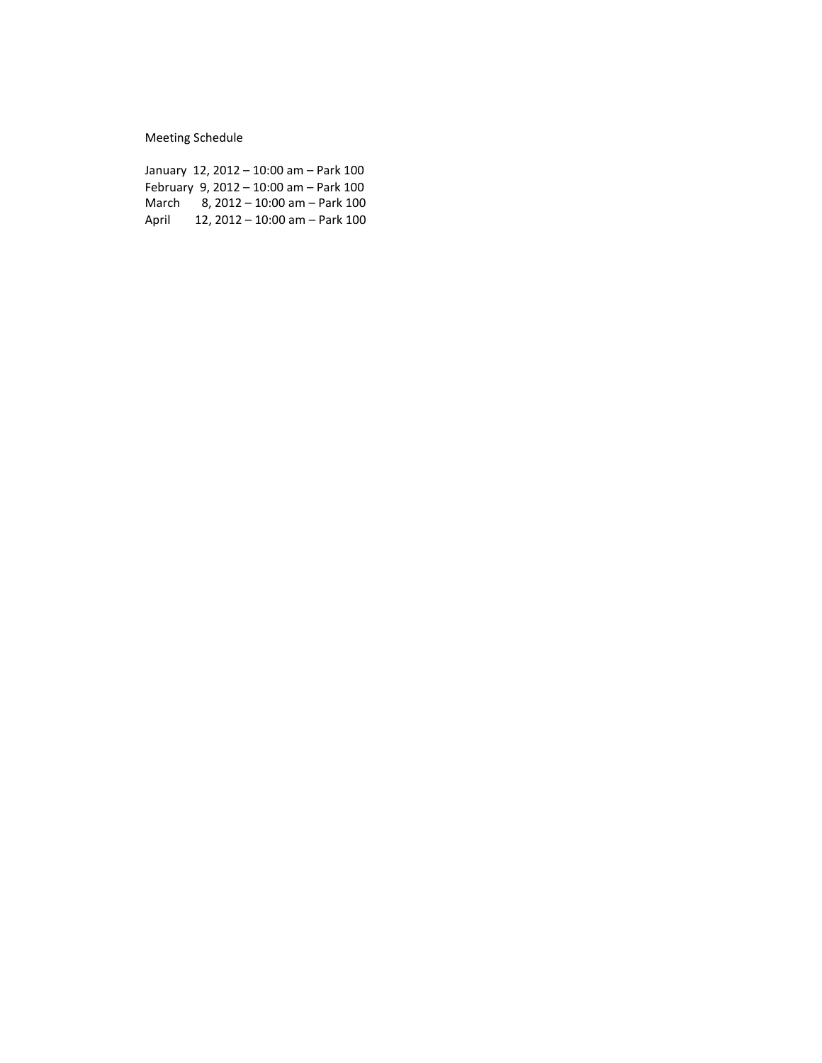Meeting Schedule

January 12, 2012 – 10:00 am – Park 100
February 9, 2012 – 10:00 am – Park 100
March 8, 2012 – 10:00 am – Park 100
April 12, 2012 – 10:00 am – Park 100